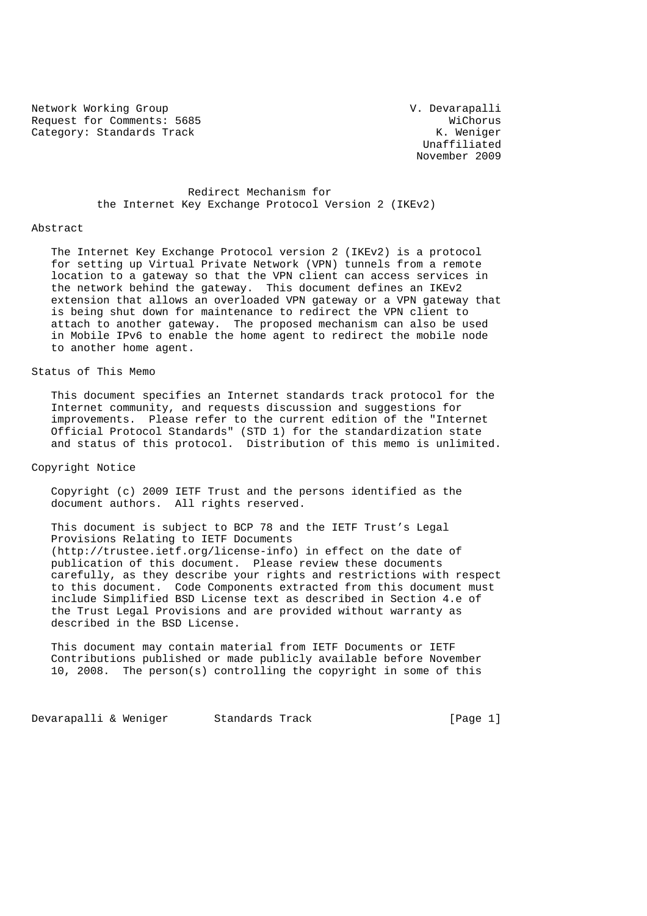Network Working Group V. Devarapalli
Request for Comments: 5685 WiChorus
Category: Standards Track K. Weniger
Unaffiliated
November 2009

# Redirect Mechanism for the Internet Key Exchange Protocol Version 2 (IKEv2)

## Abstract

The Internet Key Exchange Protocol version 2 (IKEv2) is a protocol for setting up Virtual Private Network (VPN) tunnels from a remote location to a gateway so that the VPN client can access services in the network behind the gateway. This document defines an IKEv2 extension that allows an overloaded VPN gateway or a VPN gateway that is being shut down for maintenance to redirect the VPN client to attach to another gateway. The proposed mechanism can also be used in Mobile IPv6 to enable the home agent to redirect the mobile node to another home agent.

## Status of This Memo

This document specifies an Internet standards track protocol for the Internet community, and requests discussion and suggestions for improvements. Please refer to the current edition of the "Internet Official Protocol Standards" (STD 1) for the standardization state and status of this protocol. Distribution of this memo is unlimited.

## Copyright Notice

Copyright (c) 2009 IETF Trust and the persons identified as the document authors. All rights reserved.

This document is subject to BCP 78 and the IETF Trust's Legal Provisions Relating to IETF Documents (http://trustee.ietf.org/license-info) in effect on the date of publication of this document. Please review these documents carefully, as they describe your rights and restrictions with respect to this document. Code Components extracted from this document must include Simplified BSD License text as described in Section 4.e of the Trust Legal Provisions and are provided without warranty as described in the BSD License.

This document may contain material from IETF Documents or IETF Contributions published or made publicly available before November 10, 2008. The person(s) controlling the copyright in some of this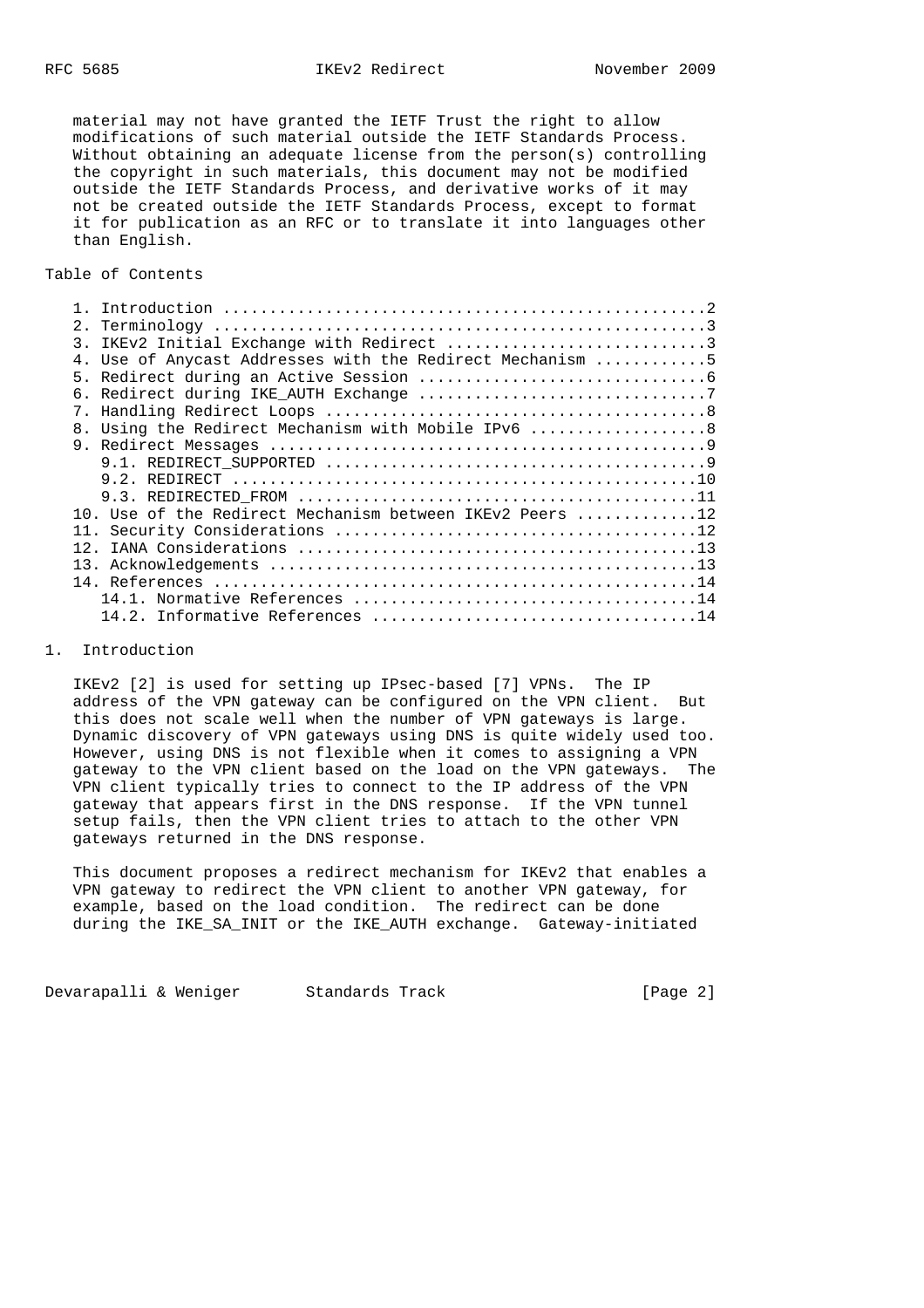material may not have granted the IETF Trust the right to allow modifications of such material outside the IETF Standards Process. Without obtaining an adequate license from the person(s) controlling the copyright in such materials, this document may not be modified outside the IETF Standards Process, and derivative works of it may not be created outside the IETF Standards Process, except to format it for publication as an RFC or to translate it into languages other than English.

## Table of Contents

```
   1. Introduction ....................................................2
   2. Terminology .....................................................3
   3. IKEv2 Initial Exchange with Redirect ............................3
   4. Use of Anycast Addresses with the Redirect Mechanism ............5
   5. Redirect during an Active Session ...............................6
   6. Redirect during IKE_AUTH Exchange ...............................7
   7. Handling Redirect Loops .........................................8
   8. Using the Redirect Mechanism with Mobile IPv6 ...................8
   9. Redirect Messages ...............................................9
      9.1. REDIRECT_SUPPORTED .........................................9
      9.2. REDIRECT ..................................................10
      9.3. REDIRECTED_FROM ...........................................11
   10. Use of the Redirect Mechanism between IKEv2 Peers .............12
   11. Security Considerations .......................................12
   12. IANA Considerations ...........................................13
   13. Acknowledgements ..............................................13
   14. References ....................................................14
      14.1. Normative References .....................................14
      14.2. Informative References ...................................14
```

## 1. Introduction

IKEv2 [2] is used for setting up IPsec-based [7] VPNs. The IP address of the VPN gateway can be configured on the VPN client. But this does not scale well when the number of VPN gateways is large. Dynamic discovery of VPN gateways using DNS is quite widely used too. However, using DNS is not flexible when it comes to assigning a VPN gateway to the VPN client based on the load on the VPN gateways. The VPN client typically tries to connect to the IP address of the VPN gateway that appears first in the DNS response. If the VPN tunnel setup fails, then the VPN client tries to attach to the other VPN gateways returned in the DNS response.

This document proposes a redirect mechanism for IKEv2 that enables a VPN gateway to redirect the VPN client to another VPN gateway, for example, based on the load condition. The redirect can be done during the IKE_SA_INIT or the IKE_AUTH exchange. Gateway-initiated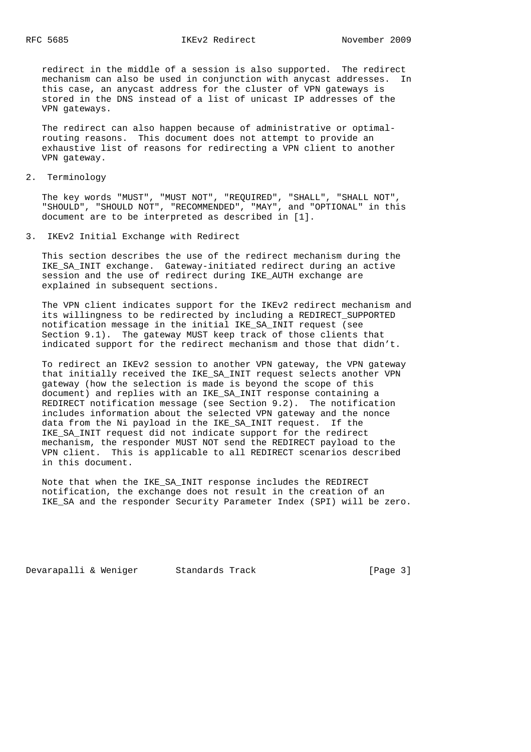redirect in the middle of a session is also supported. The redirect mechanism can also be used in conjunction with anycast addresses. In this case, an anycast address for the cluster of VPN gateways is stored in the DNS instead of a list of unicast IP addresses of the VPN gateways.

The redirect can also happen because of administrative or optimal-routing reasons. This document does not attempt to provide an exhaustive list of reasons for redirecting a VPN client to another VPN gateway.

## 2. Terminology

The key words "MUST", "MUST NOT", "REQUIRED", "SHALL", "SHALL NOT", "SHOULD", "SHOULD NOT", "RECOMMENDED", "MAY", and "OPTIONAL" in this document are to be interpreted as described in [1].

## 3. IKEv2 Initial Exchange with Redirect

This section describes the use of the redirect mechanism during the IKE_SA_INIT exchange. Gateway-initiated redirect during an active session and the use of redirect during IKE_AUTH exchange are explained in subsequent sections.

The VPN client indicates support for the IKEv2 redirect mechanism and its willingness to be redirected by including a REDIRECT_SUPPORTED notification message in the initial IKE_SA_INIT request (see Section 9.1). The gateway MUST keep track of those clients that indicated support for the redirect mechanism and those that didn't.

To redirect an IKEv2 session to another VPN gateway, the VPN gateway that initially received the IKE_SA_INIT request selects another VPN gateway (how the selection is made is beyond the scope of this document) and replies with an IKE_SA_INIT response containing a REDIRECT notification message (see Section 9.2). The notification includes information about the selected VPN gateway and the nonce data from the Ni payload in the IKE_SA_INIT request. If the IKE_SA_INIT request did not indicate support for the redirect mechanism, the responder MUST NOT send the REDIRECT payload to the VPN client. This is applicable to all REDIRECT scenarios described in this document.

Note that when the IKE_SA_INIT response includes the REDIRECT notification, the exchange does not result in the creation of an IKE_SA and the responder Security Parameter Index (SPI) will be zero.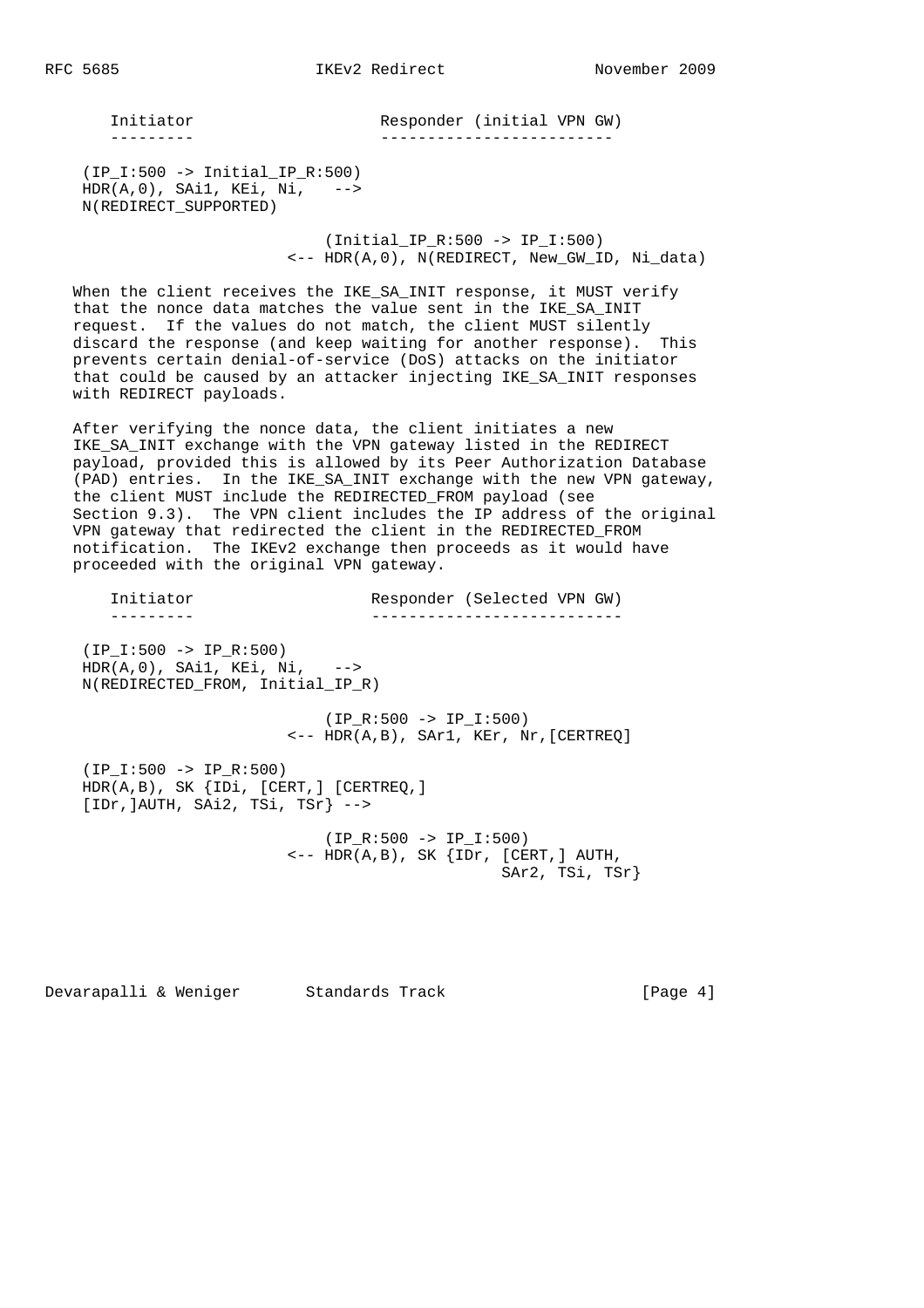```
   Initiator                    Responder (initial VPN GW)
   ---------                    -------------------------

 (IP_I:500 -> Initial_IP_R:500)
 HDR(A,0), SAi1, KEi, Ni,   -->
 N(REDIRECT_SUPPORTED)

                           (Initial_IP_R:500 -> IP_I:500)
                       <-- HDR(A,0), N(REDIRECT, New_GW_ID, Ni_data)
```

When the client receives the IKE_SA_INIT response, it MUST verify that the nonce data matches the value sent in the IKE_SA_INIT request. If the values do not match, the client MUST silently discard the response (and keep waiting for another response). This prevents certain denial-of-service (DoS) attacks on the initiator that could be caused by an attacker injecting IKE_SA_INIT responses with REDIRECT payloads.

After verifying the nonce data, the client initiates a new IKE_SA_INIT exchange with the VPN gateway listed in the REDIRECT payload, provided this is allowed by its Peer Authorization Database (PAD) entries. In the IKE_SA_INIT exchange with the new VPN gateway, the client MUST include the REDIRECTED_FROM payload (see Section 9.3). The VPN client includes the IP address of the original VPN gateway that redirected the client in the REDIRECTED_FROM notification. The IKEv2 exchange then proceeds as it would have proceeded with the original VPN gateway.

```
   Initiator                   Responder (Selected VPN GW)
   ---------                   ---------------------------

 (IP_I:500 -> IP_R:500)
 HDR(A,0), SAi1, KEi, Ni,   -->
 N(REDIRECTED_FROM, Initial_IP_R)

                           (IP_R:500 -> IP_I:500)
                       <-- HDR(A,B), SAr1, KEr, Nr,[CERTREQ]

 (IP_I:500 -> IP_R:500)
 HDR(A,B), SK {IDi, [CERT,] [CERTREQ,]
 [IDr,]AUTH, SAi2, TSi, TSr} -->

                           (IP_R:500 -> IP_I:500)
                       <-- HDR(A,B), SK {IDr, [CERT,] AUTH,
                                          SAr2, TSi, TSr}
```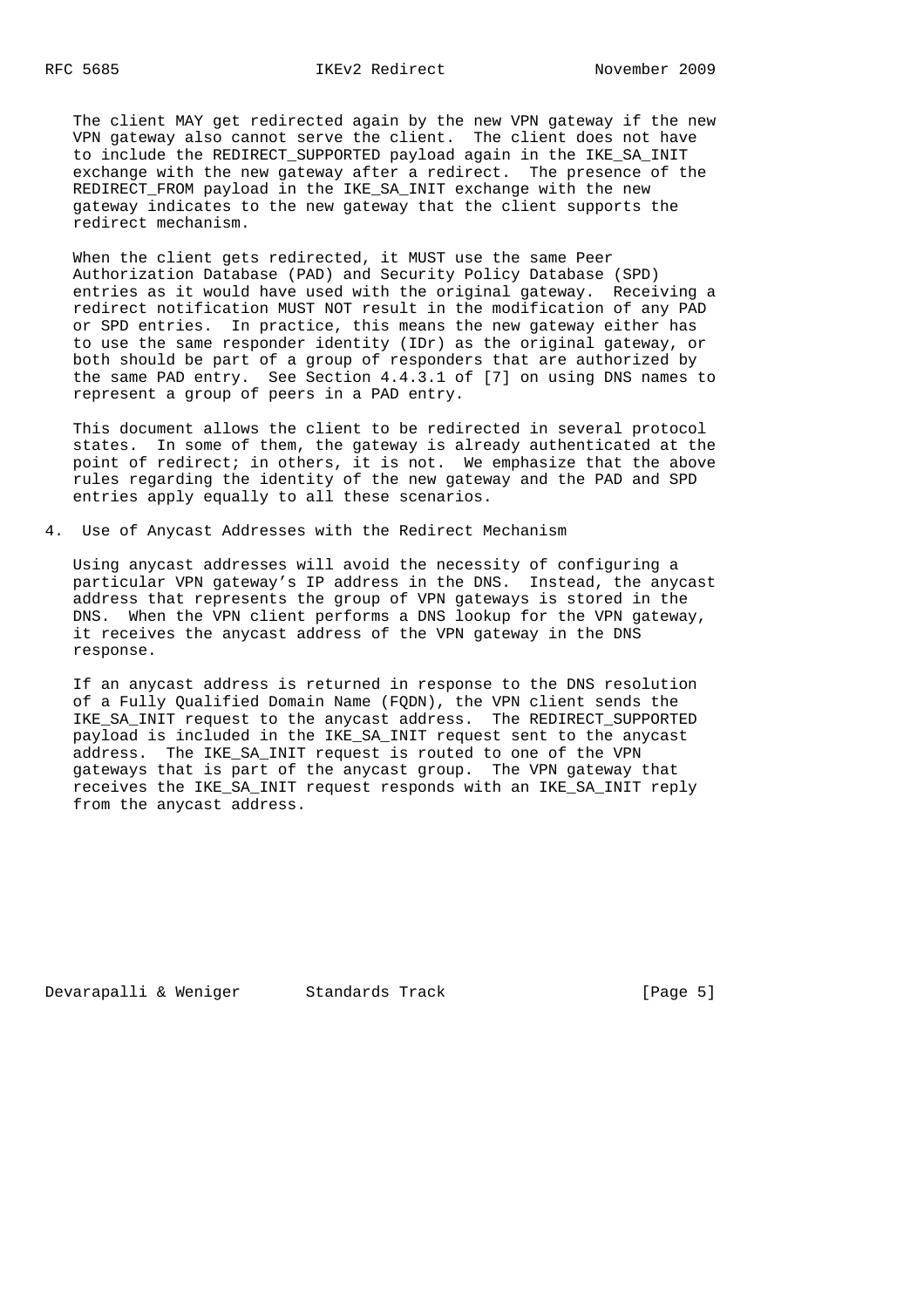The client MAY get redirected again by the new VPN gateway if the new VPN gateway also cannot serve the client. The client does not have to include the REDIRECT_SUPPORTED payload again in the IKE_SA_INIT exchange with the new gateway after a redirect. The presence of the REDIRECT_FROM payload in the IKE_SA_INIT exchange with the new gateway indicates to the new gateway that the client supports the redirect mechanism.

When the client gets redirected, it MUST use the same Peer Authorization Database (PAD) and Security Policy Database (SPD) entries as it would have used with the original gateway. Receiving a redirect notification MUST NOT result in the modification of any PAD or SPD entries. In practice, this means the new gateway either has to use the same responder identity (IDr) as the original gateway, or both should be part of a group of responders that are authorized by the same PAD entry. See Section 4.4.3.1 of [7] on using DNS names to represent a group of peers in a PAD entry.

This document allows the client to be redirected in several protocol states. In some of them, the gateway is already authenticated at the point of redirect; in others, it is not. We emphasize that the above rules regarding the identity of the new gateway and the PAD and SPD entries apply equally to all these scenarios.

## 4. Use of Anycast Addresses with the Redirect Mechanism

Using anycast addresses will avoid the necessity of configuring a particular VPN gateway's IP address in the DNS. Instead, the anycast address that represents the group of VPN gateways is stored in the DNS. When the VPN client performs a DNS lookup for the VPN gateway, it receives the anycast address of the VPN gateway in the DNS response.

If an anycast address is returned in response to the DNS resolution of a Fully Qualified Domain Name (FQDN), the VPN client sends the IKE_SA_INIT request to the anycast address. The REDIRECT_SUPPORTED payload is included in the IKE_SA_INIT request sent to the anycast address. The IKE_SA_INIT request is routed to one of the VPN gateways that is part of the anycast group. The VPN gateway that receives the IKE_SA_INIT request responds with an IKE_SA_INIT reply from the anycast address.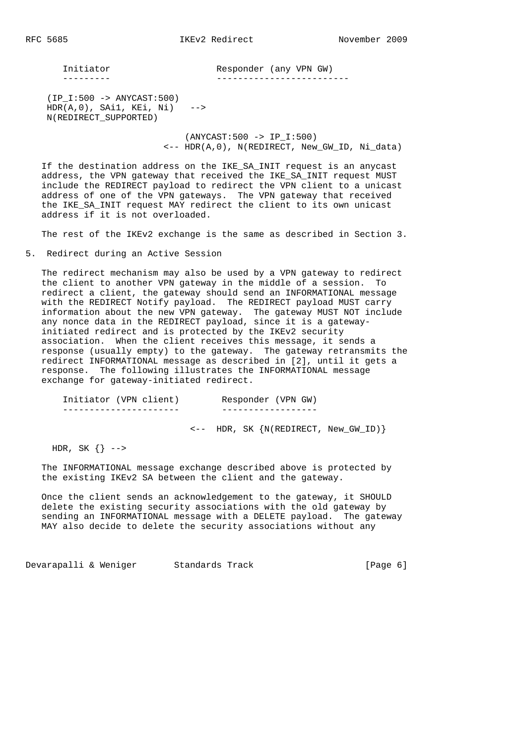```
   Initiator                    Responder (any VPN GW)
   ---------                    -------------------------

 (IP_I:500 -> ANYCAST:500)
 HDR(A,0), SAi1, KEi, Ni)   -->
 N(REDIRECT_SUPPORTED)

                          (ANYCAST:500 -> IP_I:500)
                      <-- HDR(A,0), N(REDIRECT, New_GW_ID, Ni_data)
```

If the destination address on the IKE_SA_INIT request is an anycast address, the VPN gateway that received the IKE_SA_INIT request MUST include the REDIRECT payload to redirect the VPN client to a unicast address of one of the VPN gateways. The VPN gateway that received the IKE_SA_INIT request MAY redirect the client to its own unicast address if it is not overloaded.

The rest of the IKEv2 exchange is the same as described in Section 3.

## 5. Redirect during an Active Session

The redirect mechanism may also be used by a VPN gateway to redirect the client to another VPN gateway in the middle of a session. To redirect a client, the gateway should send an INFORMATIONAL message with the REDIRECT Notify payload. The REDIRECT payload MUST carry information about the new VPN gateway. The gateway MUST NOT include any nonce data in the REDIRECT payload, since it is a gateway-initiated redirect and is protected by the IKEv2 security association. When the client receives this message, it sends a response (usually empty) to the gateway. The gateway retransmits the redirect INFORMATIONAL message as described in [2], until it gets a response. The following illustrates the INFORMATIONAL message exchange for gateway-initiated redirect.

```
   Initiator (VPN client)        Responder (VPN GW)
   ----------------------        ------------------

                            <--  HDR, SK {N(REDIRECT, New_GW_ID)}

 HDR, SK {} -->
```

The INFORMATIONAL message exchange described above is protected by the existing IKEv2 SA between the client and the gateway.

Once the client sends an acknowledgement to the gateway, it SHOULD delete the existing security associations with the old gateway by sending an INFORMATIONAL message with a DELETE payload. The gateway MAY also decide to delete the security associations without any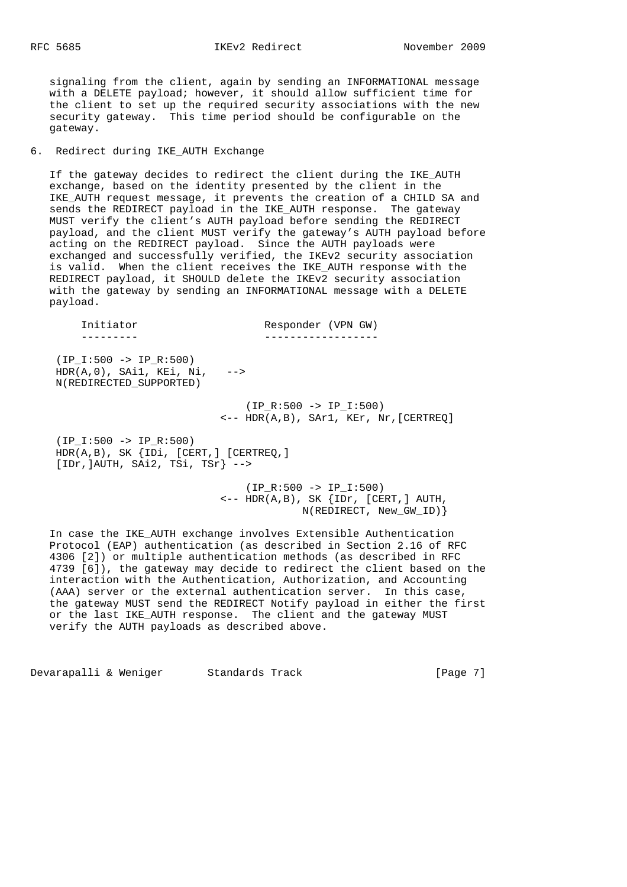signaling from the client, again by sending an INFORMATIONAL message with a DELETE payload; however, it should allow sufficient time for the client to set up the required security associations with the new security gateway. This time period should be configurable on the gateway.

## 6. Redirect during IKE_AUTH Exchange

If the gateway decides to redirect the client during the IKE_AUTH exchange, based on the identity presented by the client in the IKE_AUTH request message, it prevents the creation of a CHILD SA and sends the REDIRECT payload in the IKE_AUTH response. The gateway MUST verify the client's AUTH payload before sending the REDIRECT payload, and the client MUST verify the gateway's AUTH payload before acting on the REDIRECT payload. Since the AUTH payloads were exchanged and successfully verified, the IKEv2 security association is valid. When the client receives the IKE_AUTH response with the REDIRECT payload, it SHOULD delete the IKEv2 security association with the gateway by sending an INFORMATIONAL message with a DELETE payload.

```
     Initiator                    Responder (VPN GW)
     ---------                    ------------------

  (IP_I:500 -> IP_R:500)
  HDR(A,0), SAi1, KEi, Ni,   -->
  N(REDIRECTED_SUPPORTED)

                              (IP_R:500 -> IP_I:500)
                          <-- HDR(A,B), SAr1, KEr, Nr,[CERTREQ]

  (IP_I:500 -> IP_R:500)
  HDR(A,B), SK {IDi, [CERT,] [CERTREQ,]
  [IDr,]AUTH, SAi2, TSi, TSr} -->

                              (IP_R:500 -> IP_I:500)
                          <-- HDR(A,B), SK {IDr, [CERT,] AUTH,
                                          N(REDIRECT, New_GW_ID)}
```

In case the IKE_AUTH exchange involves Extensible Authentication Protocol (EAP) authentication (as described in Section 2.16 of RFC 4306 [2]) or multiple authentication methods (as described in RFC 4739 [6]), the gateway may decide to redirect the client based on the interaction with the Authentication, Authorization, and Accounting (AAA) server or the external authentication server. In this case, the gateway MUST send the REDIRECT Notify payload in either the first or the last IKE_AUTH response. The client and the gateway MUST verify the AUTH payloads as described above.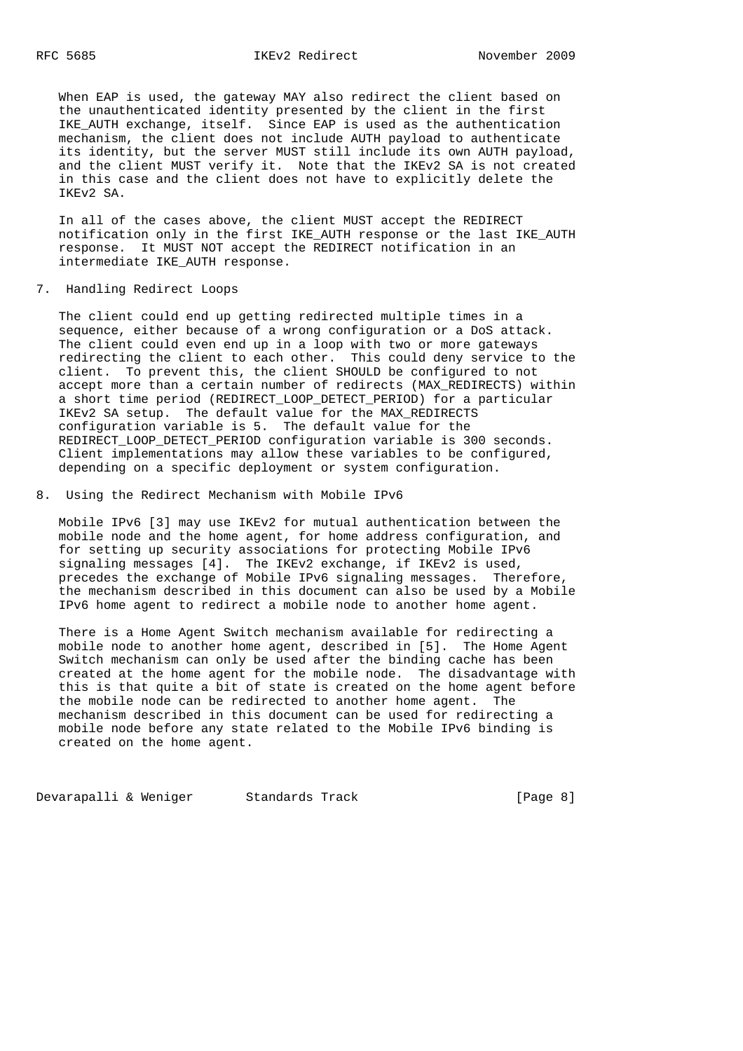When EAP is used, the gateway MAY also redirect the client based on the unauthenticated identity presented by the client in the first IKE_AUTH exchange, itself. Since EAP is used as the authentication mechanism, the client does not include AUTH payload to authenticate its identity, but the server MUST still include its own AUTH payload, and the client MUST verify it. Note that the IKEv2 SA is not created in this case and the client does not have to explicitly delete the IKEv2 SA.

In all of the cases above, the client MUST accept the REDIRECT notification only in the first IKE_AUTH response or the last IKE_AUTH response. It MUST NOT accept the REDIRECT notification in an intermediate IKE_AUTH response.

## 7. Handling Redirect Loops

The client could end up getting redirected multiple times in a sequence, either because of a wrong configuration or a DoS attack. The client could even end up in a loop with two or more gateways redirecting the client to each other. This could deny service to the client. To prevent this, the client SHOULD be configured to not accept more than a certain number of redirects (MAX_REDIRECTS) within a short time period (REDIRECT_LOOP_DETECT_PERIOD) for a particular IKEv2 SA setup. The default value for the MAX_REDIRECTS configuration variable is 5. The default value for the REDIRECT_LOOP_DETECT_PERIOD configuration variable is 300 seconds. Client implementations may allow these variables to be configured, depending on a specific deployment or system configuration.

## 8. Using the Redirect Mechanism with Mobile IPv6

Mobile IPv6 [3] may use IKEv2 for mutual authentication between the mobile node and the home agent, for home address configuration, and for setting up security associations for protecting Mobile IPv6 signaling messages [4]. The IKEv2 exchange, if IKEv2 is used, precedes the exchange of Mobile IPv6 signaling messages. Therefore, the mechanism described in this document can also be used by a Mobile IPv6 home agent to redirect a mobile node to another home agent.

There is a Home Agent Switch mechanism available for redirecting a mobile node to another home agent, described in [5]. The Home Agent Switch mechanism can only be used after the binding cache has been created at the home agent for the mobile node. The disadvantage with this is that quite a bit of state is created on the home agent before the mobile node can be redirected to another home agent. The mechanism described in this document can be used for redirecting a mobile node before any state related to the Mobile IPv6 binding is created on the home agent.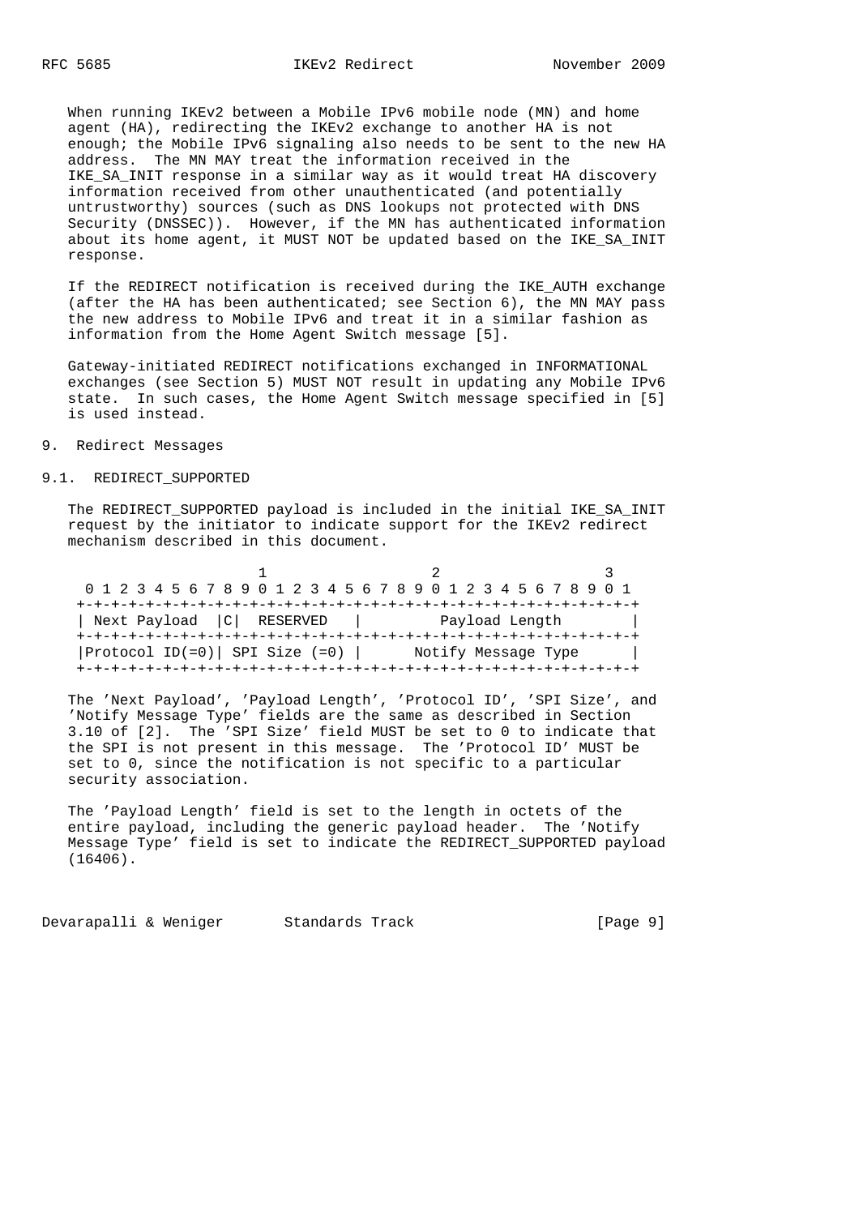When running IKEv2 between a Mobile IPv6 mobile node (MN) and home agent (HA), redirecting the IKEv2 exchange to another HA is not enough; the Mobile IPv6 signaling also needs to be sent to the new HA address. The MN MAY treat the information received in the IKE_SA_INIT response in a similar way as it would treat HA discovery information received from other unauthenticated (and potentially untrustworthy) sources (such as DNS lookups not protected with DNS Security (DNSSEC)). However, if the MN has authenticated information about its home agent, it MUST NOT be updated based on the IKE_SA_INIT response.

If the REDIRECT notification is received during the IKE_AUTH exchange (after the HA has been authenticated; see Section 6), the MN MAY pass the new address to Mobile IPv6 and treat it in a similar fashion as information from the Home Agent Switch message [5].

Gateway-initiated REDIRECT notifications exchanged in INFORMATIONAL exchanges (see Section 5) MUST NOT result in updating any Mobile IPv6 state. In such cases, the Home Agent Switch message specified in [5] is used instead.

## 9. Redirect Messages

### 9.1. REDIRECT_SUPPORTED

The REDIRECT_SUPPORTED payload is included in the initial IKE_SA_INIT request by the initiator to indicate support for the IKEv2 redirect mechanism described in this document.

```
                     1                   2                   3
 0 1 2 3 4 5 6 7 8 9 0 1 2 3 4 5 6 7 8 9 0 1 2 3 4 5 6 7 8 9 0 1
+-+-+-+-+-+-+-+-+-+-+-+-+-+-+-+-+-+-+-+-+-+-+-+-+-+-+-+-+-+-+-+-+
| Next Payload  |C|  RESERVED   |         Payload Length        |
+-+-+-+-+-+-+-+-+-+-+-+-+-+-+-+-+-+-+-+-+-+-+-+-+-+-+-+-+-+-+-+-+
|Protocol ID(=0)| SPI Size (=0) |      Notify Message Type      |
+-+-+-+-+-+-+-+-+-+-+-+-+-+-+-+-+-+-+-+-+-+-+-+-+-+-+-+-+-+-+-+-+
```

The 'Next Payload', 'Payload Length', 'Protocol ID', 'SPI Size', and 'Notify Message Type' fields are the same as described in Section 3.10 of [2]. The 'SPI Size' field MUST be set to 0 to indicate that the SPI is not present in this message. The 'Protocol ID' MUST be set to 0, since the notification is not specific to a particular security association.

The 'Payload Length' field is set to the length in octets of the entire payload, including the generic payload header. The 'Notify Message Type' field is set to indicate the REDIRECT_SUPPORTED payload (16406).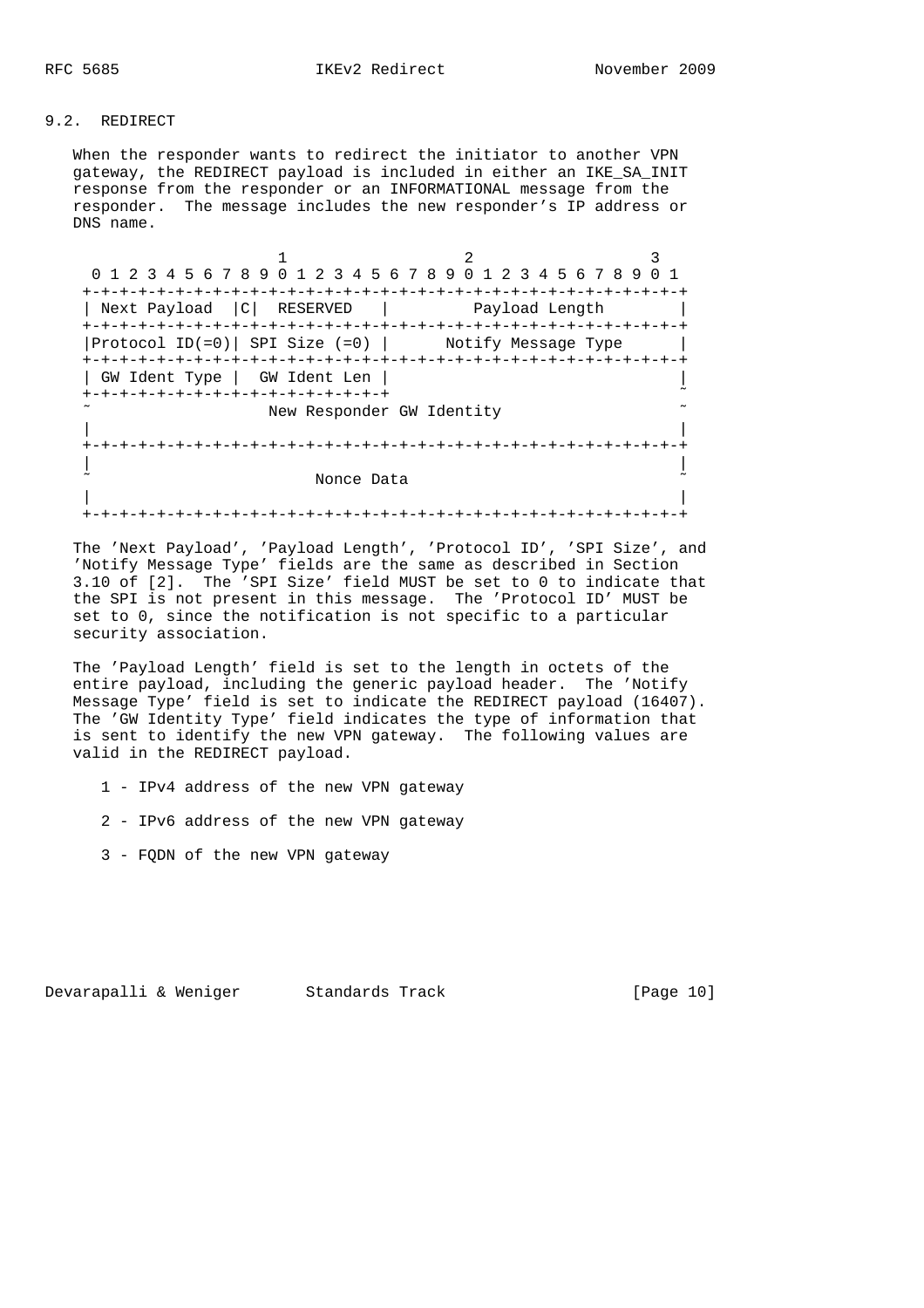## 9.2. REDIRECT

When the responder wants to redirect the initiator to another VPN gateway, the REDIRECT payload is included in either an IKE_SA_INIT response from the responder or an INFORMATIONAL message from the responder. The message includes the new responder's IP address or DNS name.

```
                     1                   2                   3
 0 1 2 3 4 5 6 7 8 9 0 1 2 3 4 5 6 7 8 9 0 1 2 3 4 5 6 7 8 9 0 1
+-+-+-+-+-+-+-+-+-+-+-+-+-+-+-+-+-+-+-+-+-+-+-+-+-+-+-+-+-+-+-+-+
| Next Payload  |C|  RESERVED   |         Payload Length        |
+-+-+-+-+-+-+-+-+-+-+-+-+-+-+-+-+-+-+-+-+-+-+-+-+-+-+-+-+-+-+-+-+
|Protocol ID(=0)| SPI Size (=0) |      Notify Message Type      |
+-+-+-+-+-+-+-+-+-+-+-+-+-+-+-+-+-+-+-+-+-+-+-+-+-+-+-+-+-+-+-+-+
| GW Ident Type |  GW Ident Len |                               |
+-+-+-+-+-+-+-+-+-+-+-+-+-+-+-+-+                               ~
~                   New Responder GW Identity                   ~
|                                                               |
+-+-+-+-+-+-+-+-+-+-+-+-+-+-+-+-+-+-+-+-+-+-+-+-+-+-+-+-+-+-+-+-+
|                                                               |
~                        Nonce Data                             ~
|                                                               |
+-+-+-+-+-+-+-+-+-+-+-+-+-+-+-+-+-+-+-+-+-+-+-+-+-+-+-+-+-+-+-+-+
```

The 'Next Payload', 'Payload Length', 'Protocol ID', 'SPI Size', and 'Notify Message Type' fields are the same as described in Section 3.10 of [2]. The 'SPI Size' field MUST be set to 0 to indicate that the SPI is not present in this message. The 'Protocol ID' MUST be set to 0, since the notification is not specific to a particular security association.

The 'Payload Length' field is set to the length in octets of the entire payload, including the generic payload header. The 'Notify Message Type' field is set to indicate the REDIRECT payload (16407). The 'GW Identity Type' field indicates the type of information that is sent to identify the new VPN gateway. The following values are valid in the REDIRECT payload.

1 - IPv4 address of the new VPN gateway

2 - IPv6 address of the new VPN gateway

3 - FQDN of the new VPN gateway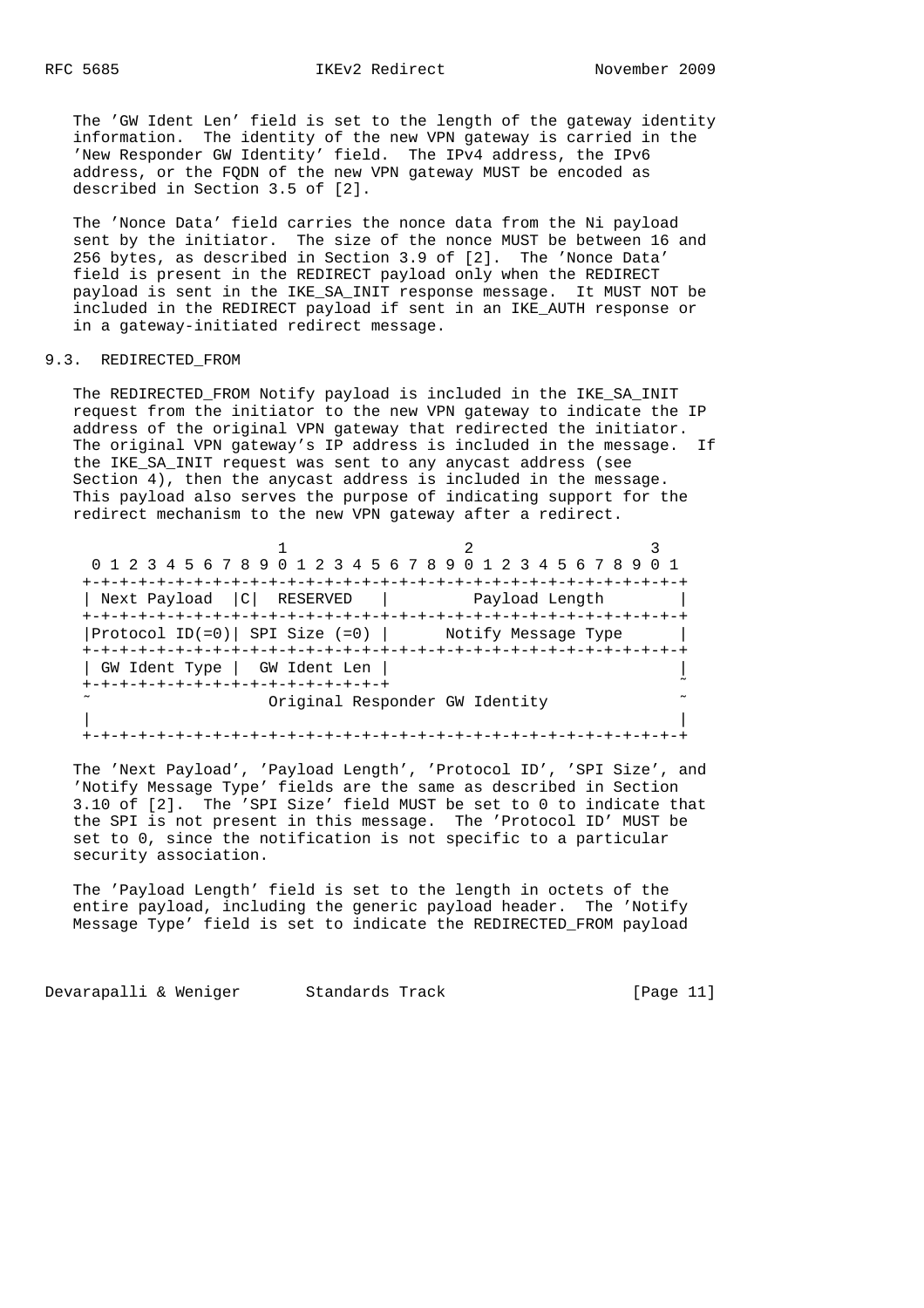The 'GW Ident Len' field is set to the length of the gateway identity information. The identity of the new VPN gateway is carried in the 'New Responder GW Identity' field. The IPv4 address, the IPv6 address, or the FQDN of the new VPN gateway MUST be encoded as described in Section 3.5 of [2].

The 'Nonce Data' field carries the nonce data from the Ni payload sent by the initiator. The size of the nonce MUST be between 16 and 256 bytes, as described in Section 3.9 of [2]. The 'Nonce Data' field is present in the REDIRECT payload only when the REDIRECT payload is sent in the IKE_SA_INIT response message. It MUST NOT be included in the REDIRECT payload if sent in an IKE_AUTH response or in a gateway-initiated redirect message.

## 9.3. REDIRECTED_FROM

The REDIRECTED_FROM Notify payload is included in the IKE_SA_INIT request from the initiator to the new VPN gateway to indicate the IP address of the original VPN gateway that redirected the initiator. The original VPN gateway's IP address is included in the message. If the IKE_SA_INIT request was sent to any anycast address (see Section 4), then the anycast address is included in the message. This payload also serves the purpose of indicating support for the redirect mechanism to the new VPN gateway after a redirect.

```
                     1                   2                   3
 0 1 2 3 4 5 6 7 8 9 0 1 2 3 4 5 6 7 8 9 0 1 2 3 4 5 6 7 8 9 0 1
+-+-+-+-+-+-+-+-+-+-+-+-+-+-+-+-+-+-+-+-+-+-+-+-+-+-+-+-+-+-+-+-+
| Next Payload  |C|  RESERVED   |         Payload Length        |
+-+-+-+-+-+-+-+-+-+-+-+-+-+-+-+-+-+-+-+-+-+-+-+-+-+-+-+-+-+-+-+-+
|Protocol ID(=0)| SPI Size (=0) |      Notify Message Type      |
+-+-+-+-+-+-+-+-+-+-+-+-+-+-+-+-+-+-+-+-+-+-+-+-+-+-+-+-+-+-+-+-+
| GW Ident Type |  GW Ident Len |                               |
+-+-+-+-+-+-+-+-+-+-+-+-+-+-+-+-+                               ~
~                 Original Responder GW Identity                ~
|                                                               |
+-+-+-+-+-+-+-+-+-+-+-+-+-+-+-+-+-+-+-+-+-+-+-+-+-+-+-+-+-+-+-+-+
```

The 'Next Payload', 'Payload Length', 'Protocol ID', 'SPI Size', and 'Notify Message Type' fields are the same as described in Section 3.10 of [2]. The 'SPI Size' field MUST be set to 0 to indicate that the SPI is not present in this message. The 'Protocol ID' MUST be set to 0, since the notification is not specific to a particular security association.

The 'Payload Length' field is set to the length in octets of the entire payload, including the generic payload header. The 'Notify Message Type' field is set to indicate the REDIRECTED_FROM payload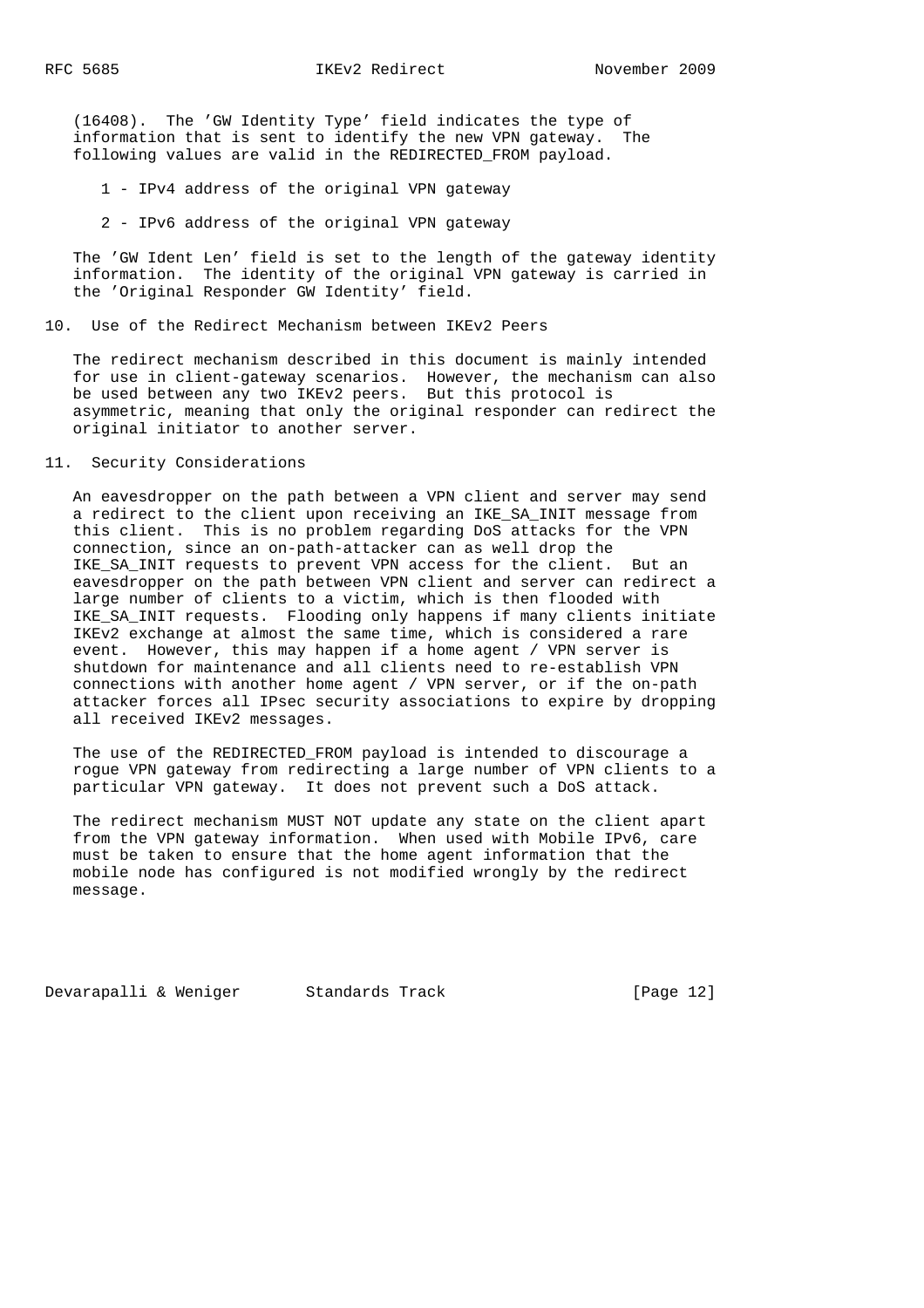(16408). The 'GW Identity Type' field indicates the type of information that is sent to identify the new VPN gateway. The following values are valid in the REDIRECTED_FROM payload.

1 - IPv4 address of the original VPN gateway

2 - IPv6 address of the original VPN gateway

The 'GW Ident Len' field is set to the length of the gateway identity information. The identity of the original VPN gateway is carried in the 'Original Responder GW Identity' field.

## 10. Use of the Redirect Mechanism between IKEv2 Peers

The redirect mechanism described in this document is mainly intended for use in client-gateway scenarios. However, the mechanism can also be used between any two IKEv2 peers. But this protocol is asymmetric, meaning that only the original responder can redirect the original initiator to another server.

## 11. Security Considerations

An eavesdropper on the path between a VPN client and server may send a redirect to the client upon receiving an IKE_SA_INIT message from this client. This is no problem regarding DoS attacks for the VPN connection, since an on-path-attacker can as well drop the IKE_SA_INIT requests to prevent VPN access for the client. But an eavesdropper on the path between VPN client and server can redirect a large number of clients to a victim, which is then flooded with IKE_SA_INIT requests. Flooding only happens if many clients initiate IKEv2 exchange at almost the same time, which is considered a rare event. However, this may happen if a home agent / VPN server is shutdown for maintenance and all clients need to re-establish VPN connections with another home agent / VPN server, or if the on-path attacker forces all IPsec security associations to expire by dropping all received IKEv2 messages.

The use of the REDIRECTED_FROM payload is intended to discourage a rogue VPN gateway from redirecting a large number of VPN clients to a particular VPN gateway. It does not prevent such a DoS attack.

The redirect mechanism MUST NOT update any state on the client apart from the VPN gateway information. When used with Mobile IPv6, care must be taken to ensure that the home agent information that the mobile node has configured is not modified wrongly by the redirect message.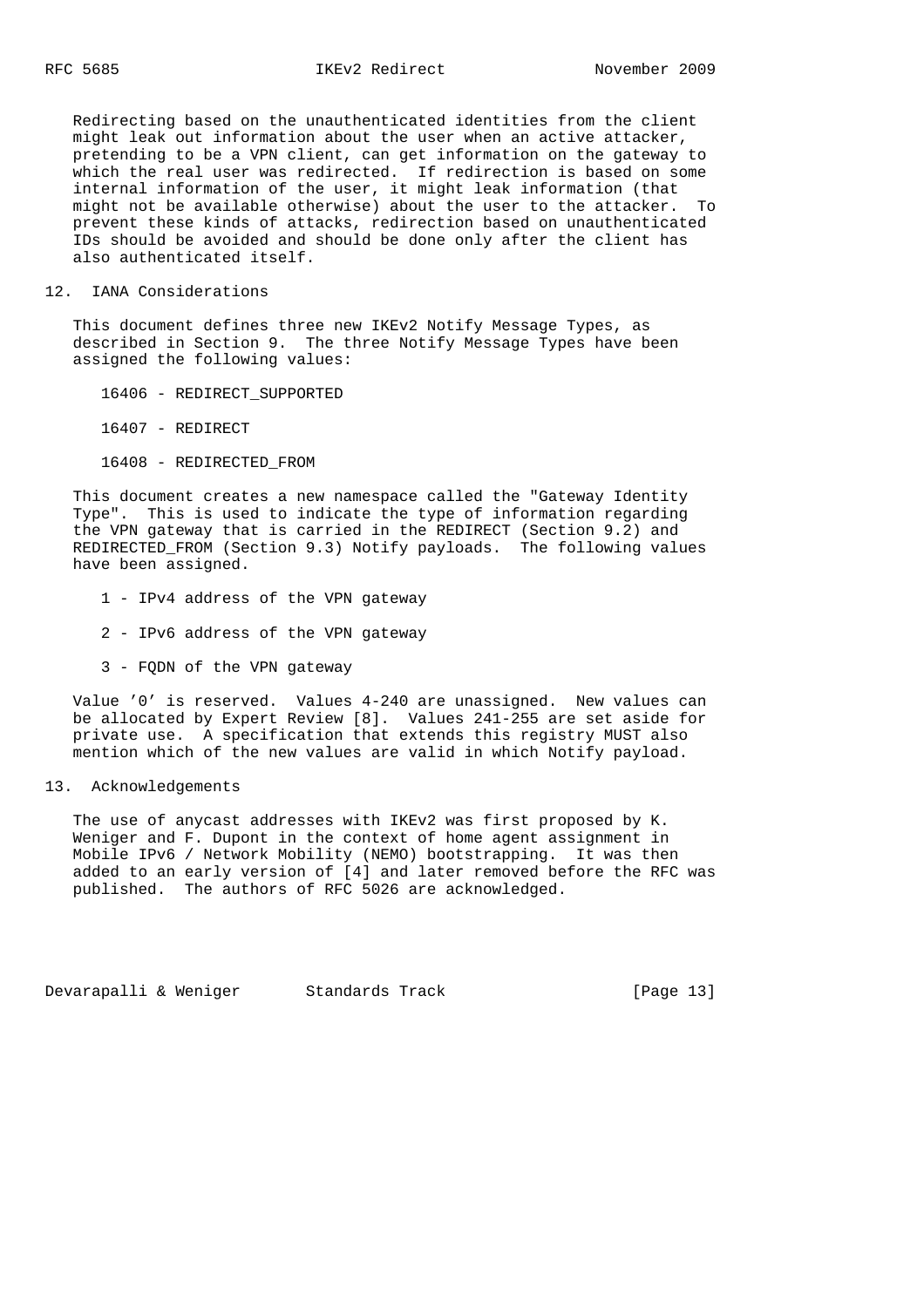Redirecting based on the unauthenticated identities from the client might leak out information about the user when an active attacker, pretending to be a VPN client, can get information on the gateway to which the real user was redirected. If redirection is based on some internal information of the user, it might leak information (that might not be available otherwise) about the user to the attacker. To prevent these kinds of attacks, redirection based on unauthenticated IDs should be avoided and should be done only after the client has also authenticated itself.

## 12. IANA Considerations

This document defines three new IKEv2 Notify Message Types, as described in Section 9. The three Notify Message Types have been assigned the following values:

16406 - REDIRECT_SUPPORTED

16407 - REDIRECT

16408 - REDIRECTED_FROM

This document creates a new namespace called the "Gateway Identity Type". This is used to indicate the type of information regarding the VPN gateway that is carried in the REDIRECT (Section 9.2) and REDIRECTED_FROM (Section 9.3) Notify payloads. The following values have been assigned.

1 - IPv4 address of the VPN gateway

2 - IPv6 address of the VPN gateway

3 - FQDN of the VPN gateway

Value '0' is reserved. Values 4-240 are unassigned. New values can be allocated by Expert Review [8]. Values 241-255 are set aside for private use. A specification that extends this registry MUST also mention which of the new values are valid in which Notify payload.

## 13. Acknowledgements

The use of anycast addresses with IKEv2 was first proposed by K. Weniger and F. Dupont in the context of home agent assignment in Mobile IPv6 / Network Mobility (NEMO) bootstrapping. It was then added to an early version of [4] and later removed before the RFC was published. The authors of RFC 5026 are acknowledged.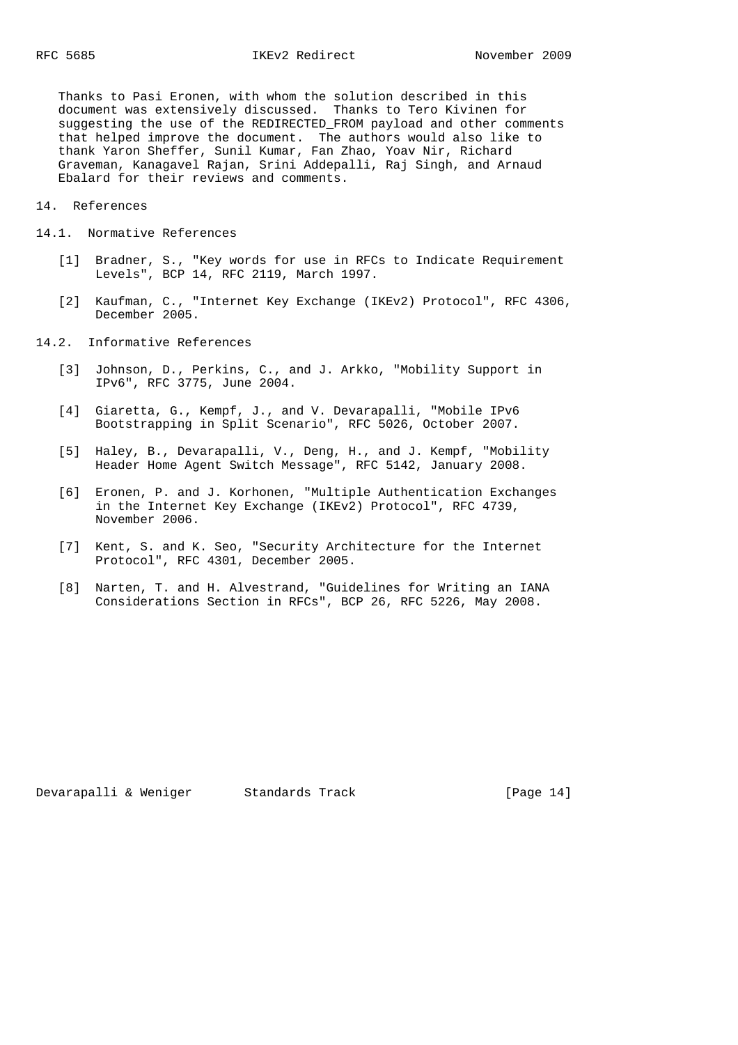Thanks to Pasi Eronen, with whom the solution described in this document was extensively discussed. Thanks to Tero Kivinen for suggesting the use of the REDIRECTED_FROM payload and other comments that helped improve the document. The authors would also like to thank Yaron Sheffer, Sunil Kumar, Fan Zhao, Yoav Nir, Richard Graveman, Kanagavel Rajan, Srini Addepalli, Raj Singh, and Arnaud Ebalard for their reviews and comments.

## 14. References

### 14.1. Normative References

[1] Bradner, S., "Key words for use in RFCs to Indicate Requirement Levels", BCP 14, RFC 2119, March 1997.

[2] Kaufman, C., "Internet Key Exchange (IKEv2) Protocol", RFC 4306, December 2005.

### 14.2. Informative References

[3] Johnson, D., Perkins, C., and J. Arkko, "Mobility Support in IPv6", RFC 3775, June 2004.

[4] Giaretta, G., Kempf, J., and V. Devarapalli, "Mobile IPv6 Bootstrapping in Split Scenario", RFC 5026, October 2007.

[5] Haley, B., Devarapalli, V., Deng, H., and J. Kempf, "Mobility Header Home Agent Switch Message", RFC 5142, January 2008.

[6] Eronen, P. and J. Korhonen, "Multiple Authentication Exchanges in the Internet Key Exchange (IKEv2) Protocol", RFC 4739, November 2006.

[7] Kent, S. and K. Seo, "Security Architecture for the Internet Protocol", RFC 4301, December 2005.

[8] Narten, T. and H. Alvestrand, "Guidelines for Writing an IANA Considerations Section in RFCs", BCP 26, RFC 5226, May 2008.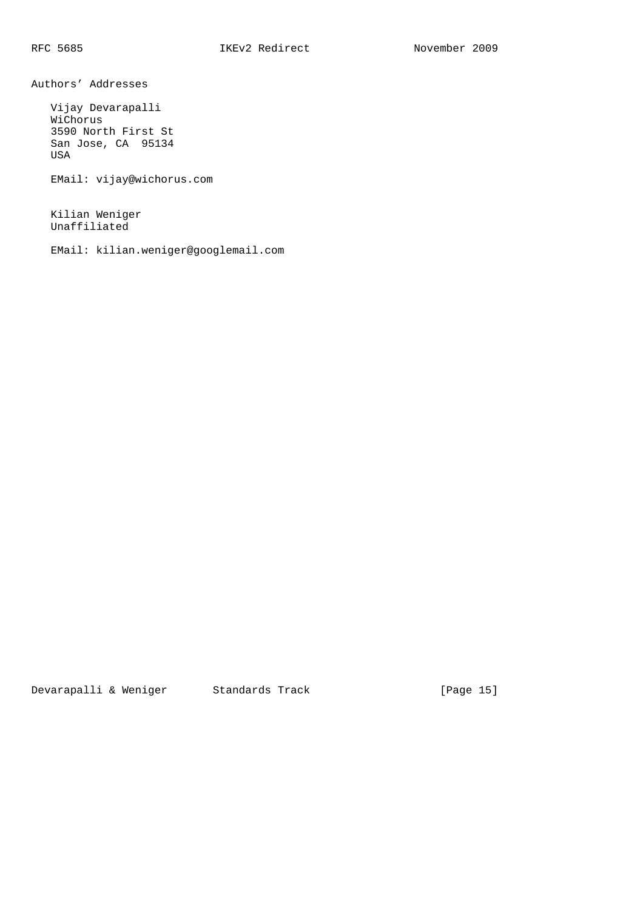## Authors' Addresses

Vijay Devarapalli
WiChorus
3590 North First St
San Jose, CA  95134
USA

EMail: vijay@wichorus.com

Kilian Weniger
Unaffiliated

EMail: kilian.weniger@googlemail.com